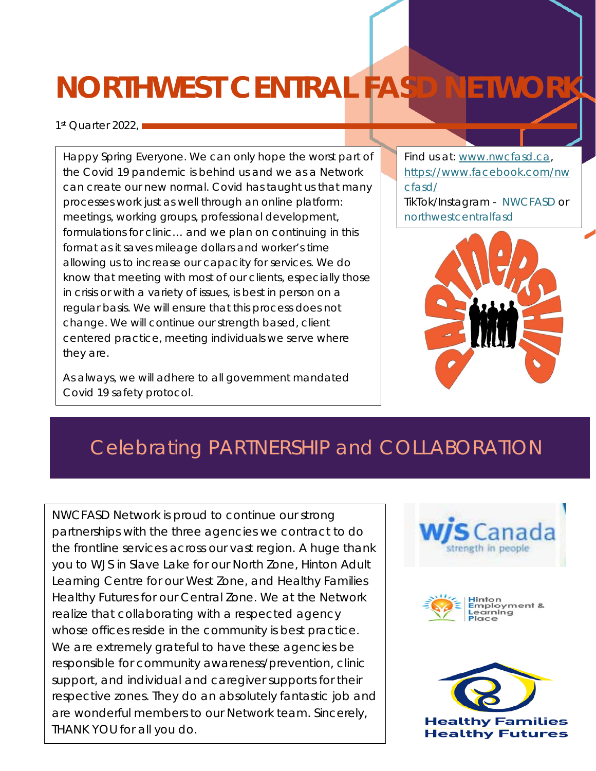# NORTHWEST CENTRAL FASD NETWORK

1st Quarter 2022,

Happy Spring Everyone. We can only hope the worst part of the Covid 19 pandemic is behind us and we as a Network can create our new normal. Covid has taught us that many processes work just as well through an online platform: meetings, working groups, professional development, formulations for clinic… and we plan on continuing in this format as it saves mileage dollars and worker's time allowing us to increase our capacity for services. We do know that meeting with most of our clients, especially those in crisis or with a variety of issues, is best in person on a regular basis. We will ensure that this process does not change. We will continue our strength based, client centered practice, meeting individuals we serve where they are.

As always, we will adhere to all government mandated Covid 19 safety protocol.

Find us at: www.nwcfasd.ca, https://www.facebook.com/nwcfasd/
TikTok/Instagram - NWCFASD or northwestcentralfasd

## Celebrating PARTNERSHIP and COLLABORATION

NWCFASD Network is proud to continue our strong partnerships with the three agencies we contract to do the frontline services across our vast region. A huge thank you to WJS in Slave Lake for our North Zone, Hinton Adult Learning Centre for our West Zone, and Healthy Families Healthy Futures for our Central Zone. We at the Network realize that collaborating with a respected agency whose offices reside in the community is best practice. We are extremely grateful to have these agencies be responsible for community awareness/prevention, clinic support, and individual and caregiver supports for their respective zones. They do an absolutely fantastic job and are wonderful members to our Network team. Sincerely, THANK YOU for all you do.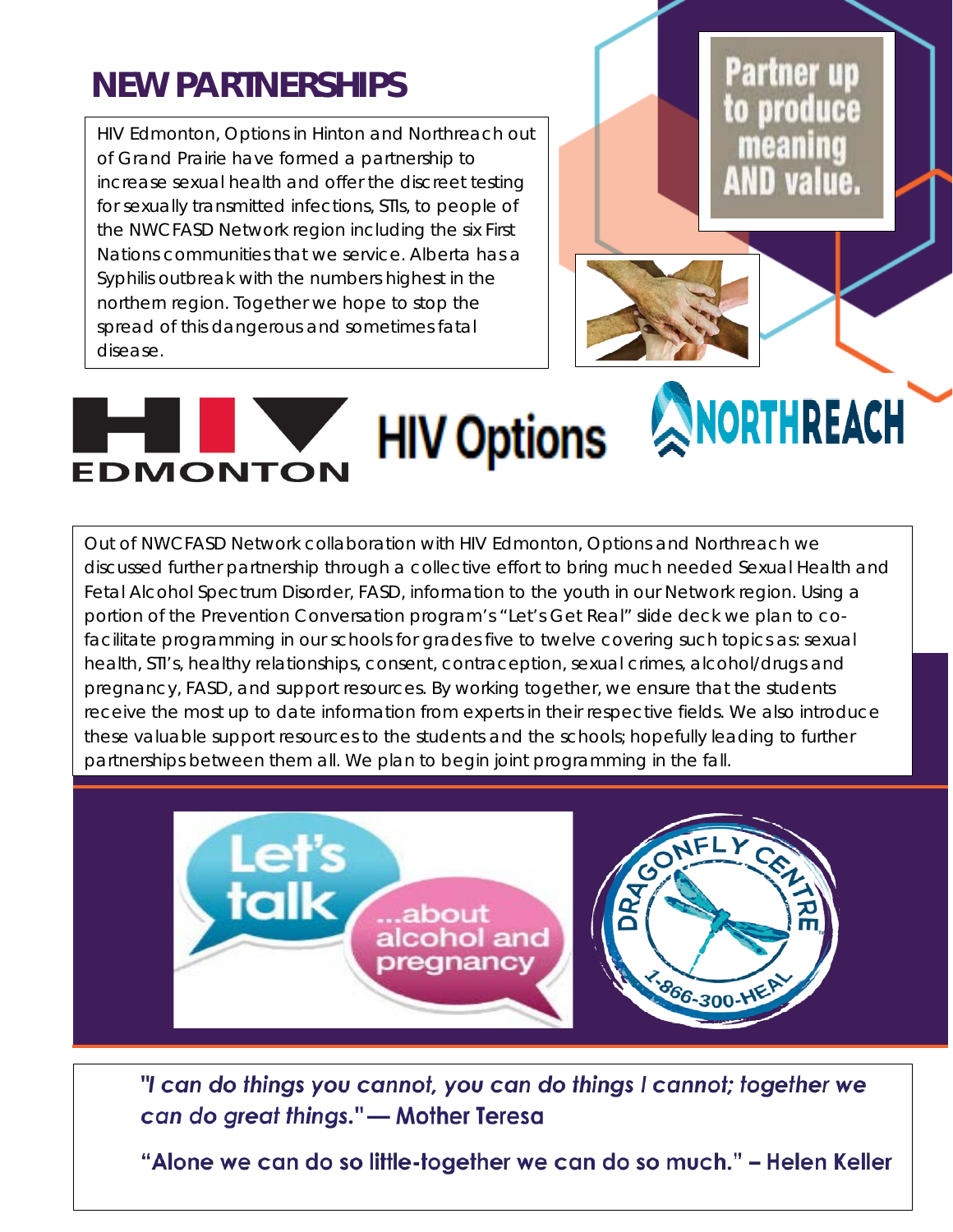# NEW PARTNERSHIPS

HIV Edmonton, Options in Hinton and Northreach out of Grand Prairie have formed a partnership to increase sexual health and offer the discreet testing for sexually transmitted infections, STIs, to people of the NWCFASD Network region including the six First Nations communities that we service. Alberta has a Syphilis outbreak with the numbers highest in the northern region. Together we hope to stop the spread of this dangerous and sometimes fatal disease.

Partner up to produce meaning AND value.

HIV EDMONTON　HIV Options　NORTHREACH

Out of NWCFASD Network collaboration with HIV Edmonton, Options and Northreach we discussed further partnership through a collective effort to bring much needed Sexual Health and Fetal Alcohol Spectrum Disorder, FASD, information to the youth in our Network region. Using a portion of the Prevention Conversation program's "Let's Get Real" slide deck we plan to co-facilitate programming in our schools for grades five to twelve covering such topics as: sexual health, STI's, healthy relationships, consent, contraception, sexual crimes, alcohol/drugs and pregnancy, FASD, and support resources. By working together, we ensure that the students receive the most up to date information from experts in their respective fields. We also introduce these valuable support resources to the students and the schools; hopefully leading to further partnerships between them all. We plan to begin joint programming in the fall.

Let's talk ...about alcohol and pregnancy

DRAGONFLY CENTRE 1-866-300-HEAL

*"I can do things you cannot, you can do things I cannot; together we can do great things."* — Mother Teresa

"Alone we can do so little-together we can do so much." – Helen Keller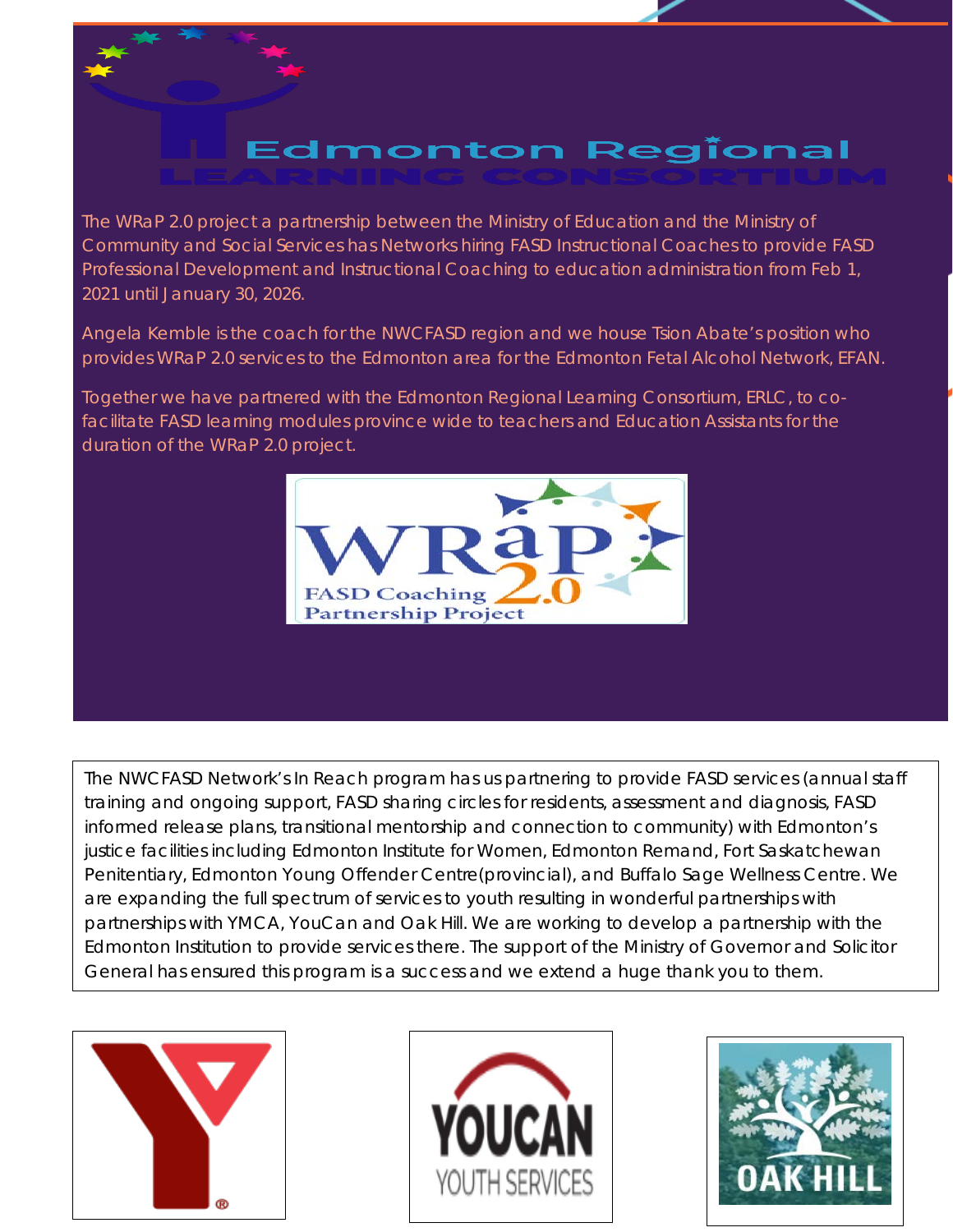# Edmonton Regional LEARNING CONSORTIUM

The WRaP 2.0 project a partnership between the Ministry of Education and the Ministry of Community and Social Services has Networks hiring FASD Instructional Coaches to provide FASD Professional Development and Instructional Coaching to education administration from Feb 1, 2021 until January 30, 2026.

Angela Kemble is the coach for the NWCFASD region and we house Tsion Abate's position who provides WRaP 2.0 services to the Edmonton area for the Edmonton Fetal Alcohol Network, EFAN.

Together we have partnered with the Edmonton Regional Learning Consortium, ERLC, to co-facilitate FASD learning modules province wide to teachers and Education Assistants for the duration of the WRaP 2.0 project.

WRaP 2.0
FASD Coaching Partnership Project

The NWCFASD Network's In Reach program has us partnering to provide FASD services (annual staff training and ongoing support, FASD sharing circles for residents, assessment and diagnosis, FASD informed release plans, transitional mentorship and connection to community) with Edmonton's justice facilities including Edmonton Institute for Women, Edmonton Remand, Fort Saskatchewan Penitentiary, Edmonton Young Offender Centre(provincial), and Buffalo Sage Wellness Centre. We are expanding the full spectrum of services to youth resulting in wonderful partnerships with partnerships with YMCA, YouCan and Oak Hill. We are working to develop a partnership with the Edmonton Institution to provide services there. The support of the Ministry of Governor and Solicitor General has ensured this program is a success and we extend a huge thank you to them.

YOUCAN YOUTH SERVICES

OAK HILL